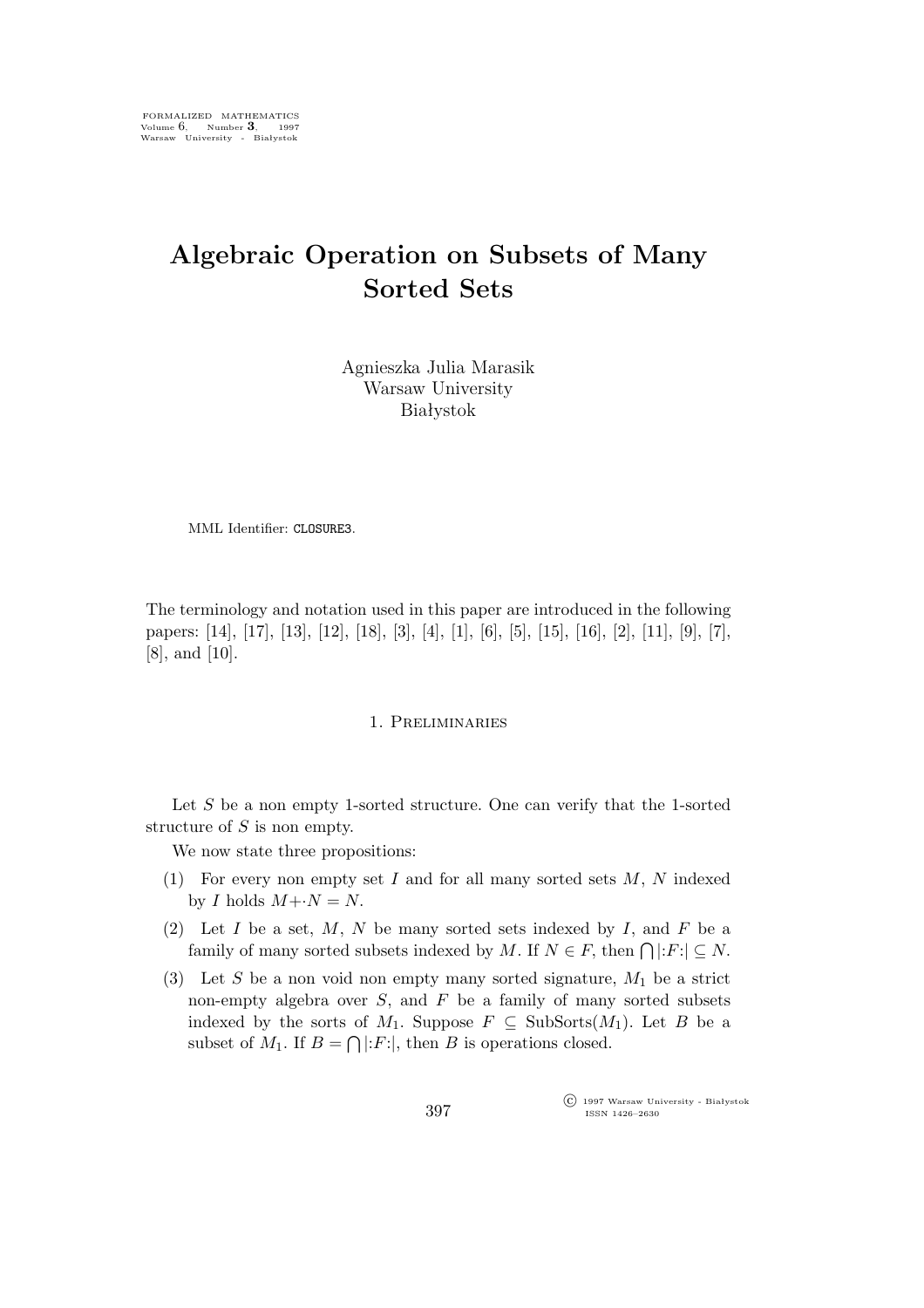# Algebraic Operation on Subsets of Many Sorted Sets

Agnieszka Julia Marasik
Warsaw University
Białystok

MML Identifier: CLOSURE3.

The terminology and notation used in this paper are introduced in the following papers: [14], [17], [13], [12], [18], [3], [4], [1], [6], [5], [15], [16], [2], [11], [9], [7], [8], and [10].

## 1. Preliminaries

Let $S$ be a non empty 1-sorted structure. One can verify that the 1-sorted structure of $S$ is non empty.

We now state three propositions:

(1) For every non empty set $I$ and for all many sorted sets $M$, $N$ indexed by $I$ holds $M + \cdot N = N$.

(2) Let $I$ be a set, $M$, $N$ be many sorted sets indexed by $I$, and $F$ be a family of many sorted subsets indexed by $M$. If $N \in F$, then $\bigcap |{:}F{:}| \subseteq N$.

(3) Let $S$ be a non void non empty many sorted signature, $M_1$ be a strict non-empty algebra over $S$, and $F$ be a family of many sorted subsets indexed by the sorts of $M_1$. Suppose $F \subseteq \mathrm{SubSorts}(M_1)$. Let $B$ be a subset of $M_1$. If $B = \bigcap |{:}F{:}|$, then $B$ is operations closed.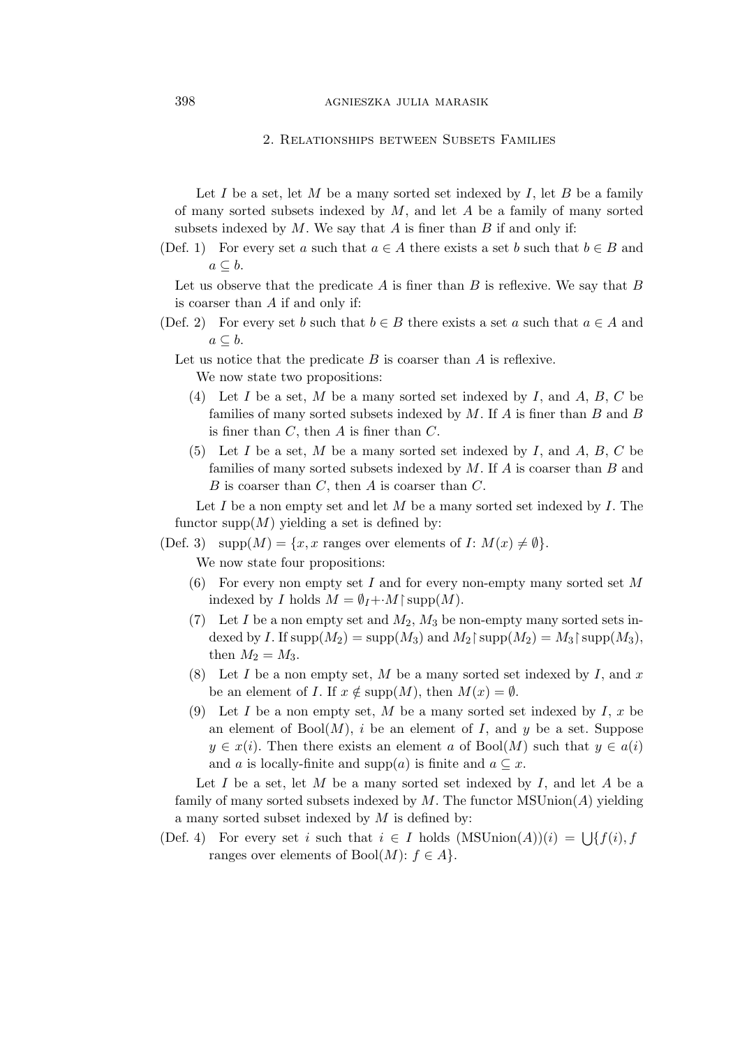## 2. Relationships between Subsets Families

Let $I$ be a set, let $M$ be a many sorted set indexed by $I$, let $B$ be a family of many sorted subsets indexed by $M$, and let $A$ be a family of many sorted subsets indexed by $M$. We say that $A$ is finer than $B$ if and only if:

(Def. 1) For every set $a$ such that $a \in A$ there exists a set $b$ such that $b \in B$ and $a \subseteq b$.

Let us observe that the predicate $A$ is finer than $B$ is reflexive. We say that $B$ is coarser than $A$ if and only if:

(Def. 2) For every set $b$ such that $b \in B$ there exists a set $a$ such that $a \in A$ and $a \subseteq b$.

Let us notice that the predicate $B$ is coarser than $A$ is reflexive.

We now state two propositions:

(4) Let $I$ be a set, $M$ be a many sorted set indexed by $I$, and $A$, $B$, $C$ be families of many sorted subsets indexed by $M$. If $A$ is finer than $B$ and $B$ is finer than $C$, then $A$ is finer than $C$.

(5) Let $I$ be a set, $M$ be a many sorted set indexed by $I$, and $A$, $B$, $C$ be families of many sorted subsets indexed by $M$. If $A$ is coarser than $B$ and $B$ is coarser than $C$, then $A$ is coarser than $C$.

Let $I$ be a non empty set and let $M$ be a many sorted set indexed by $I$. The functor $\mathrm{supp}(M)$ yielding a set is defined by:

(Def. 3) $\mathrm{supp}(M) = \{x, x$ ranges over elements of $I$: $M(x) \neq \emptyset\}$.

We now state four propositions:

(6) For every non empty set $I$ and for every non-empty many sorted set $M$ indexed by $I$ holds $M = \emptyset_I {+\cdot} M \restriction \mathrm{supp}(M)$.

(7) Let $I$ be a non empty set and $M_2$, $M_3$ be non-empty many sorted sets indexed by $I$. If $\mathrm{supp}(M_2) = \mathrm{supp}(M_3)$ and $M_2 \restriction \mathrm{supp}(M_2) = M_3 \restriction \mathrm{supp}(M_3)$, then $M_2 = M_3$.

(8) Let $I$ be a non empty set, $M$ be a many sorted set indexed by $I$, and $x$ be an element of $I$. If $x \notin \mathrm{supp}(M)$, then $M(x) = \emptyset$.

(9) Let $I$ be a non empty set, $M$ be a many sorted set indexed by $I$, $x$ be an element of $\mathrm{Bool}(M)$, $i$ be an element of $I$, and $y$ be a set. Suppose $y \in x(i)$. Then there exists an element $a$ of $\mathrm{Bool}(M)$ such that $y \in a(i)$ and $a$ is locally-finite and $\mathrm{supp}(a)$ is finite and $a \subseteq x$.

Let $I$ be a set, let $M$ be a many sorted set indexed by $I$, and let $A$ be a family of many sorted subsets indexed by $M$. The functor $\mathrm{MSUnion}(A)$ yielding a many sorted subset indexed by $M$ is defined by:

(Def. 4) For every set $i$ such that $i \in I$ holds $(\mathrm{MSUnion}(A))(i) = \bigcup\{f(i), f$ ranges over elements of $\mathrm{Bool}(M)$: $f \in A\}$.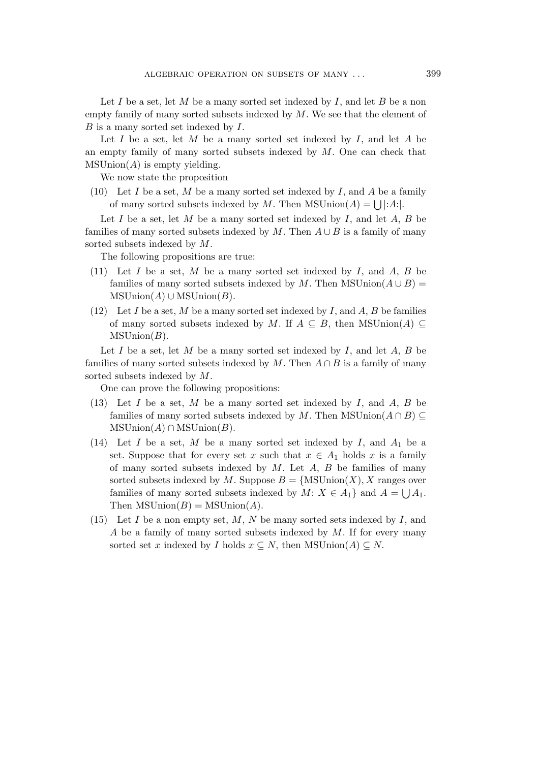Let $I$ be a set, let $M$ be a many sorted set indexed by $I$, and let $B$ be a non empty family of many sorted subsets indexed by $M$. We see that the element of $B$ is a many sorted set indexed by $I$.

Let $I$ be a set, let $M$ be a many sorted set indexed by $I$, and let $A$ be an empty family of many sorted subsets indexed by $M$. One can check that $\mathrm{MSUnion}(A)$ is empty yielding.

We now state the proposition

(10) Let $I$ be a set, $M$ be a many sorted set indexed by $I$, and $A$ be a family of many sorted subsets indexed by $M$. Then $\mathrm{MSUnion}(A) = \bigcup |{:}A{:}|$.

Let $I$ be a set, let $M$ be a many sorted set indexed by $I$, and let $A$, $B$ be families of many sorted subsets indexed by $M$. Then $A \cup B$ is a family of many sorted subsets indexed by $M$.

The following propositions are true:

(11) Let $I$ be a set, $M$ be a many sorted set indexed by $I$, and $A$, $B$ be families of many sorted subsets indexed by $M$. Then $\mathrm{MSUnion}(A \cup B) = \mathrm{MSUnion}(A) \cup \mathrm{MSUnion}(B)$.

(12) Let $I$ be a set, $M$ be a many sorted set indexed by $I$, and $A$, $B$ be families of many sorted subsets indexed by $M$. If $A \subseteq B$, then $\mathrm{MSUnion}(A) \subseteq \mathrm{MSUnion}(B)$.

Let $I$ be a set, let $M$ be a many sorted set indexed by $I$, and let $A$, $B$ be families of many sorted subsets indexed by $M$. Then $A \cap B$ is a family of many sorted subsets indexed by $M$.

One can prove the following propositions:

(13) Let $I$ be a set, $M$ be a many sorted set indexed by $I$, and $A$, $B$ be families of many sorted subsets indexed by $M$. Then $\mathrm{MSUnion}(A \cap B) \subseteq \mathrm{MSUnion}(A) \cap \mathrm{MSUnion}(B)$.

(14) Let $I$ be a set, $M$ be a many sorted set indexed by $I$, and $A_1$ be a set. Suppose that for every set $x$ such that $x \in A_1$ holds $x$ is a family of many sorted subsets indexed by $M$. Let $A$, $B$ be families of many sorted subsets indexed by $M$. Suppose $B = \{\mathrm{MSUnion}(X), X$ ranges over families of many sorted subsets indexed by $M$: $X \in A_1\}$ and $A = \bigcup A_1$. Then $\mathrm{MSUnion}(B) = \mathrm{MSUnion}(A)$.

(15) Let $I$ be a non empty set, $M$, $N$ be many sorted sets indexed by $I$, and $A$ be a family of many sorted subsets indexed by $M$. If for every many sorted set $x$ indexed by $I$ holds $x \subseteq N$, then $\mathrm{MSUnion}(A) \subseteq N$.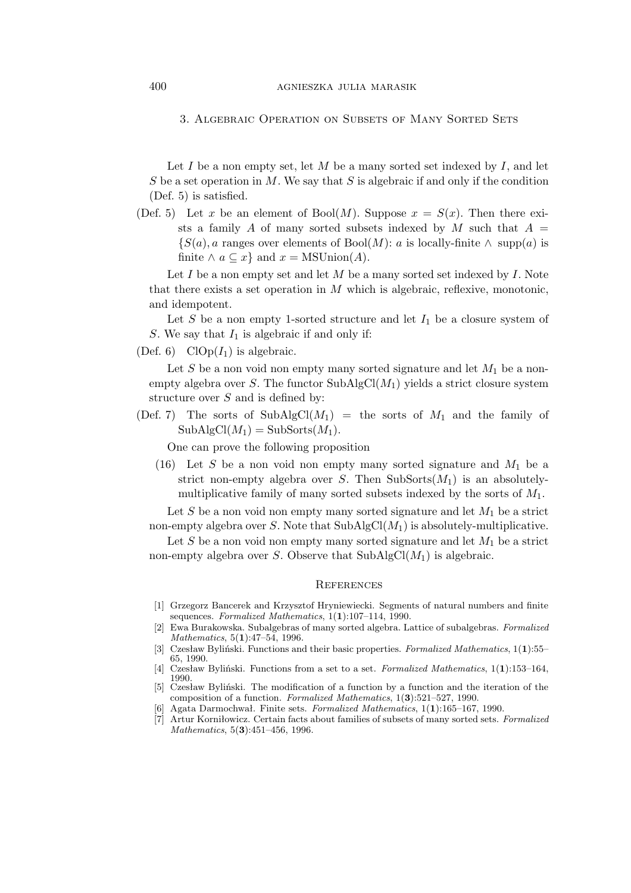## 3. Algebraic Operation on Subsets of Many Sorted Sets

Let $I$ be a non empty set, let $M$ be a many sorted set indexed by $I$, and let $S$ be a set operation in $M$. We say that $S$ is algebraic if and only if the condition (Def. 5) is satisfied.

(Def. 5) Let $x$ be an element of $\mathrm{Bool}(M)$. Suppose $x = S(x)$. Then there exists a family $A$ of many sorted subsets indexed by $M$ such that $A = \{S(a), a$ ranges over elements of $\mathrm{Bool}(M)$: $a$ is locally-finite $\wedge$ $\mathrm{supp}(a)$ is finite $\wedge$ $a \subseteq x\}$ and $x = \mathrm{MSUnion}(A)$.

Let $I$ be a non empty set and let $M$ be a many sorted set indexed by $I$. Note that there exists a set operation in $M$ which is algebraic, reflexive, monotonic, and idempotent.

Let $S$ be a non empty 1-sorted structure and let $I_1$ be a closure system of $S$. We say that $I_1$ is algebraic if and only if:

(Def. 6) $\mathrm{ClOp}(I_1)$ is algebraic.

Let $S$ be a non void non empty many sorted signature and let $M_1$ be a non-empty algebra over $S$. The functor $\mathrm{SubAlgCl}(M_1)$ yields a strict closure system structure over $S$ and is defined by:

(Def. 7) The sorts of $\mathrm{SubAlgCl}(M_1)$ = the sorts of $M_1$ and the family of $\mathrm{SubAlgCl}(M_1) = \mathrm{SubSorts}(M_1)$.

One can prove the following proposition

(16) Let $S$ be a non void non empty many sorted signature and $M_1$ be a strict non-empty algebra over $S$. Then $\mathrm{SubSorts}(M_1)$ is an absolutely-multiplicative family of many sorted subsets indexed by the sorts of $M_1$.

Let $S$ be a non void non empty many sorted signature and let $M_1$ be a strict non-empty algebra over $S$. Note that $\mathrm{SubAlgCl}(M_1)$ is absolutely-multiplicative.

Let $S$ be a non void non empty many sorted signature and let $M_1$ be a strict non-empty algebra over $S$. Observe that $\mathrm{SubAlgCl}(M_1)$ is algebraic.

## References

[1] Grzegorz Bancerek and Krzysztof Hryniewiecki. Segments of natural numbers and finite sequences. *Formalized Mathematics*, 1(**1**):107–114, 1990.

[2] Ewa Burakowska. Subalgebras of many sorted algebra. Lattice of subalgebras. *Formalized Mathematics*, 5(**1**):47–54, 1996.

[3] Czesław Byliński. Functions and their basic properties. *Formalized Mathematics*, 1(**1**):55–65, 1990.

[4] Czesław Byliński. Functions from a set to a set. *Formalized Mathematics*, 1(**1**):153–164, 1990.

[5] Czesław Byliński. The modification of a function by a function and the iteration of the composition of a function. *Formalized Mathematics*, 1(**3**):521–527, 1990.

[6] Agata Darmochwał. Finite sets. *Formalized Mathematics*, 1(**1**):165–167, 1990.

[7] Artur Korniłowicz. Certain facts about families of subsets of many sorted sets. *Formalized Mathematics*, 5(**3**):451–456, 1996.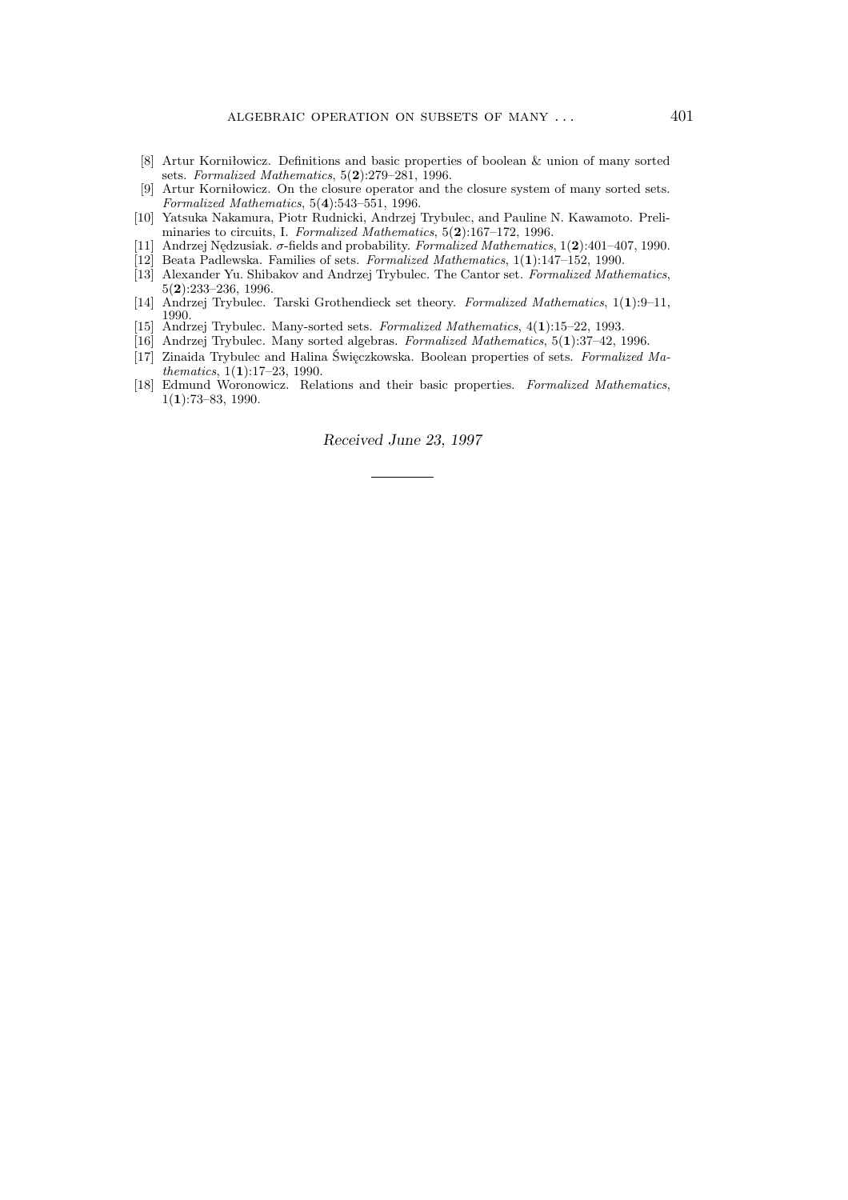[8] Artur Korniłowicz. Definitions and basic properties of boolean & union of many sorted sets. *Formalized Mathematics*, 5(**2**):279–281, 1996.

[9] Artur Korniłowicz. On the closure operator and the closure system of many sorted sets. *Formalized Mathematics*, 5(**4**):543–551, 1996.

[10] Yatsuka Nakamura, Piotr Rudnicki, Andrzej Trybulec, and Pauline N. Kawamoto. Preliminaries to circuits, I. *Formalized Mathematics*, 5(**2**):167–172, 1996.

[11] Andrzej Nędzusiak. $\sigma$-fields and probability. *Formalized Mathematics*, 1(**2**):401–407, 1990.

[12] Beata Padlewska. Families of sets. *Formalized Mathematics*, 1(**1**):147–152, 1990.

[13] Alexander Yu. Shibakov and Andrzej Trybulec. The Cantor set. *Formalized Mathematics*, 5(**2**):233–236, 1996.

[14] Andrzej Trybulec. Tarski Grothendieck set theory. *Formalized Mathematics*, 1(**1**):9–11, 1990.

[15] Andrzej Trybulec. Many-sorted sets. *Formalized Mathematics*, 4(**1**):15–22, 1993.

[16] Andrzej Trybulec. Many sorted algebras. *Formalized Mathematics*, 5(**1**):37–42, 1996.

[17] Zinaida Trybulec and Halina Święczkowska. Boolean properties of sets. *Formalized Mathematics*, 1(**1**):17–23, 1990.

[18] Edmund Woronowicz. Relations and their basic properties. *Formalized Mathematics*, 1(**1**):73–83, 1990.

*Received June 23, 1997*